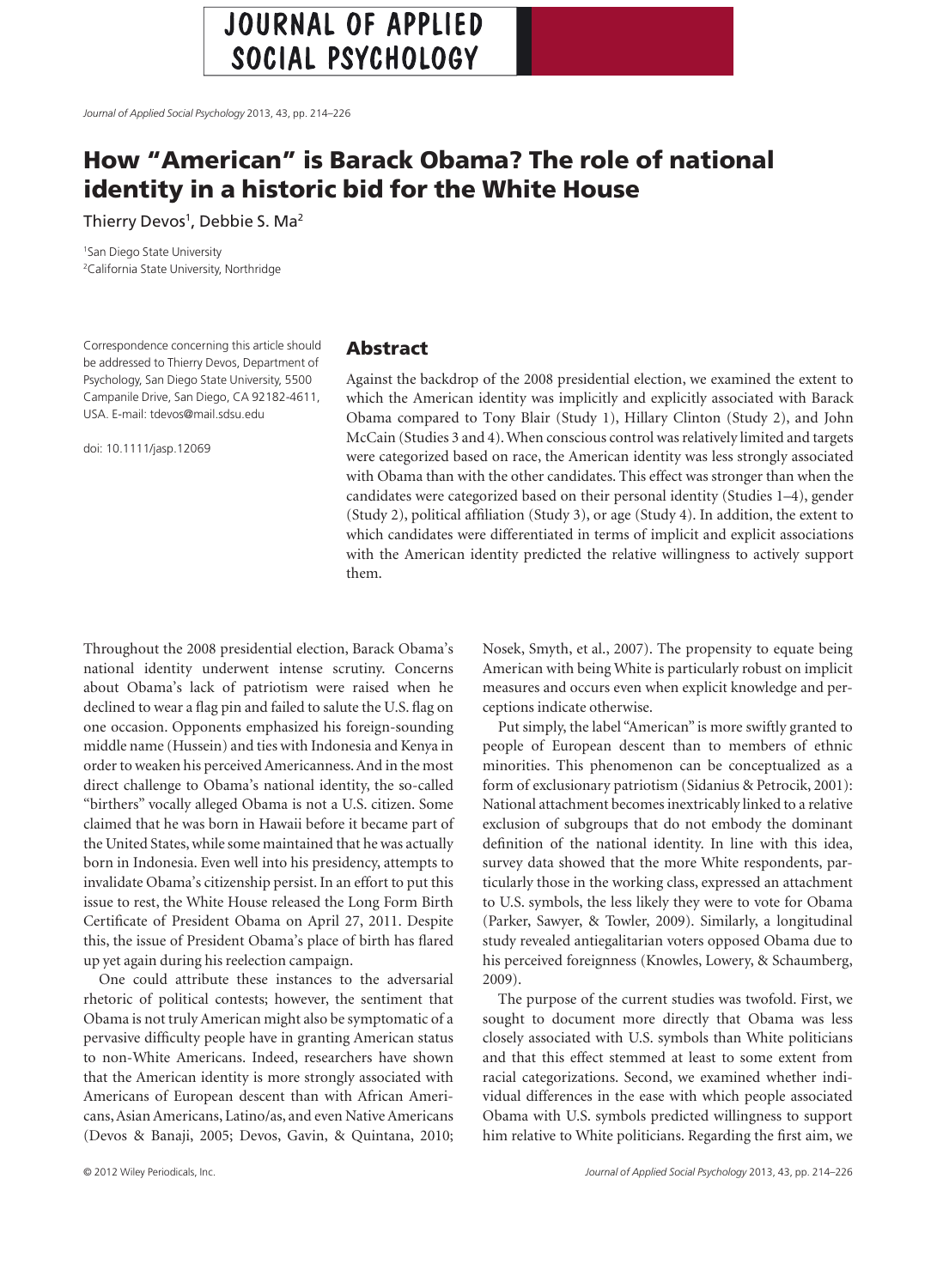# How "American" is Barack Obama? The role of national identity in a historic bid for the White House

Thierry Devos[1], Debbie S. Ma[2]

[1]San Diego State University
[2]California State University, Northridge

Correspondence concerning this article should be addressed to Thierry Devos, Department of Psychology, San Diego State University, 5500 Campanile Drive, San Diego, CA 92182-4611, USA. E-mail: tdevos@mail.sdsu.edu

doi: 10.1111/jasp.12069

## Abstract

Against the backdrop of the 2008 presidential election, we examined the extent to which the American identity was implicitly and explicitly associated with Barack Obama compared to Tony Blair (Study 1), Hillary Clinton (Study 2), and John McCain (Studies 3 and 4). When conscious control was relatively limited and targets were categorized based on race, the American identity was less strongly associated with Obama than with the other candidates. This effect was stronger than when the candidates were categorized based on their personal identity (Studies 1–4), gender (Study 2), political affiliation (Study 3), or age (Study 4). In addition, the extent to which candidates were differentiated in terms of implicit and explicit associations with the American identity predicted the relative willingness to actively support them.

Throughout the 2008 presidential election, Barack Obama's national identity underwent intense scrutiny. Concerns about Obama's lack of patriotism were raised when he declined to wear a flag pin and failed to salute the U.S. flag on one occasion. Opponents emphasized his foreign-sounding middle name (Hussein) and ties with Indonesia and Kenya in order to weaken his perceived Americanness. And in the most direct challenge to Obama's national identity, the so-called "birthers" vocally alleged Obama is not a U.S. citizen. Some claimed that he was born in Hawaii before it became part of the United States, while some maintained that he was actually born in Indonesia. Even well into his presidency, attempts to invalidate Obama's citizenship persist. In an effort to put this issue to rest, the White House released the Long Form Birth Certificate of President Obama on April 27, 2011. Despite this, the issue of President Obama's place of birth has flared up yet again during his reelection campaign.

One could attribute these instances to the adversarial rhetoric of political contests; however, the sentiment that Obama is not truly American might also be symptomatic of a pervasive difficulty people have in granting American status to non-White Americans. Indeed, researchers have shown that the American identity is more strongly associated with Americans of European descent than with African Americans, Asian Americans, Latino/as, and even Native Americans (Devos & Banaji, 2005; Devos, Gavin, & Quintana, 2010; Nosek, Smyth, et al., 2007). The propensity to equate being American with being White is particularly robust on implicit measures and occurs even when explicit knowledge and perceptions indicate otherwise.

Put simply, the label "American" is more swiftly granted to people of European descent than to members of ethnic minorities. This phenomenon can be conceptualized as a form of exclusionary patriotism (Sidanius & Petrocik, 2001): National attachment becomes inextricably linked to a relative exclusion of subgroups that do not embody the dominant definition of the national identity. In line with this idea, survey data showed that the more White respondents, particularly those in the working class, expressed an attachment to U.S. symbols, the less likely they were to vote for Obama (Parker, Sawyer, & Towler, 2009). Similarly, a longitudinal study revealed antiegalitarian voters opposed Obama due to his perceived foreignness (Knowles, Lowery, & Schaumberg, 2009).

The purpose of the current studies was twofold. First, we sought to document more directly that Obama was less closely associated with U.S. symbols than White politicians and that this effect stemmed at least to some extent from racial categorizations. Second, we examined whether individual differences in the ease with which people associated Obama with U.S. symbols predicted willingness to support him relative to White politicians. Regarding the first aim, we

© 2012 Wiley Periodicals, Inc.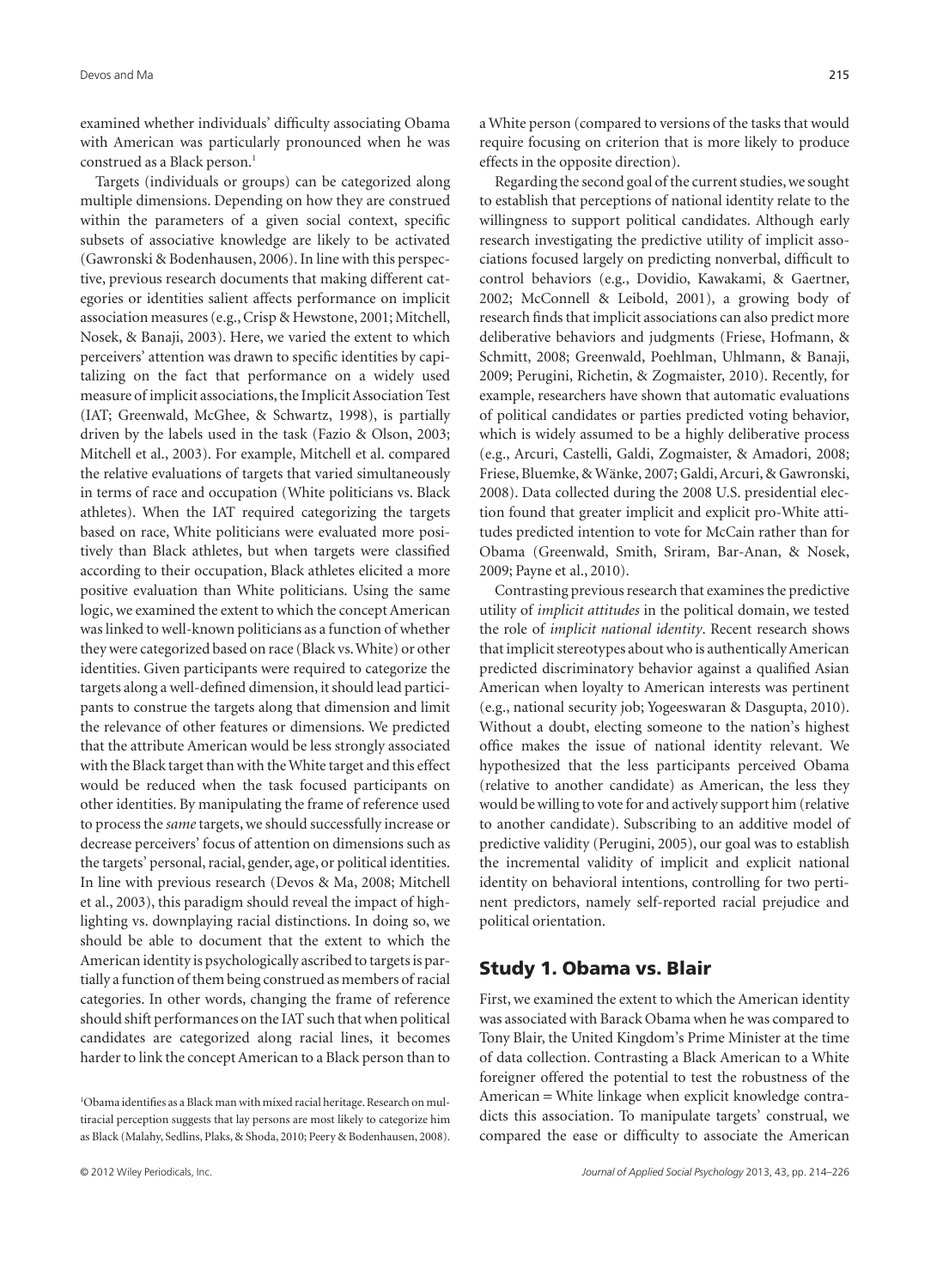examined whether individuals' difficulty associating Obama with American was particularly pronounced when he was construed as a Black person.[1]

Targets (individuals or groups) can be categorized along multiple dimensions. Depending on how they are construed within the parameters of a given social context, specific subsets of associative knowledge are likely to be activated (Gawronski & Bodenhausen, 2006). In line with this perspective, previous research documents that making different categories or identities salient affects performance on implicit association measures (e.g., Crisp & Hewstone, 2001; Mitchell, Nosek, & Banaji, 2003). Here, we varied the extent to which perceivers' attention was drawn to specific identities by capitalizing on the fact that performance on a widely used measure of implicit associations, the Implicit Association Test (IAT; Greenwald, McGhee, & Schwartz, 1998), is partially driven by the labels used in the task (Fazio & Olson, 2003; Mitchell et al., 2003). For example, Mitchell et al. compared the relative evaluations of targets that varied simultaneously in terms of race and occupation (White politicians vs. Black athletes). When the IAT required categorizing the targets based on race, White politicians were evaluated more positively than Black athletes, but when targets were classified according to their occupation, Black athletes elicited a more positive evaluation than White politicians. Using the same logic, we examined the extent to which the concept American was linked to well-known politicians as a function of whether they were categorized based on race (Black vs. White) or other identities. Given participants were required to categorize the targets along a well-defined dimension, it should lead participants to construe the targets along that dimension and limit the relevance of other features or dimensions. We predicted that the attribute American would be less strongly associated with the Black target than with the White target and this effect would be reduced when the task focused participants on other identities. By manipulating the frame of reference used to process the *same* targets, we should successfully increase or decrease perceivers' focus of attention on dimensions such as the targets' personal, racial, gender, age, or political identities. In line with previous research (Devos & Ma, 2008; Mitchell et al., 2003), this paradigm should reveal the impact of highlighting vs. downplaying racial distinctions. In doing so, we should be able to document that the extent to which the American identity is psychologically ascribed to targets is partially a function of them being construed as members of racial categories. In other words, changing the frame of reference should shift performances on the IAT such that when political candidates are categorized along racial lines, it becomes harder to link the concept American to a Black person than to a White person (compared to versions of the tasks that would require focusing on criterion that is more likely to produce effects in the opposite direction).

Regarding the second goal of the current studies, we sought to establish that perceptions of national identity relate to the willingness to support political candidates. Although early research investigating the predictive utility of implicit associations focused largely on predicting nonverbal, difficult to control behaviors (e.g., Dovidio, Kawakami, & Gaertner, 2002; McConnell & Leibold, 2001), a growing body of research finds that implicit associations can also predict more deliberative behaviors and judgments (Friese, Hofmann, & Schmitt, 2008; Greenwald, Poehlman, Uhlmann, & Banaji, 2009; Perugini, Richetin, & Zogmaister, 2010). Recently, for example, researchers have shown that automatic evaluations of political candidates or parties predicted voting behavior, which is widely assumed to be a highly deliberative process (e.g., Arcuri, Castelli, Galdi, Zogmaister, & Amadori, 2008; Friese, Bluemke, & Wänke, 2007; Galdi, Arcuri, & Gawronski, 2008). Data collected during the 2008 U.S. presidential election found that greater implicit and explicit pro-White attitudes predicted intention to vote for McCain rather than for Obama (Greenwald, Smith, Sriram, Bar-Anan, & Nosek, 2009; Payne et al., 2010).

Contrasting previous research that examines the predictive utility of *implicit attitudes* in the political domain, we tested the role of *implicit national identity*. Recent research shows that implicit stereotypes about who is authentically American predicted discriminatory behavior against a qualified Asian American when loyalty to American interests was pertinent (e.g., national security job; Yogeeswaran & Dasgupta, 2010). Without a doubt, electing someone to the nation's highest office makes the issue of national identity relevant. We hypothesized that the less participants perceived Obama (relative to another candidate) as American, the less they would be willing to vote for and actively support him (relative to another candidate). Subscribing to an additive model of predictive validity (Perugini, 2005), our goal was to establish the incremental validity of implicit and explicit national identity on behavioral intentions, controlling for two pertinent predictors, namely self-reported racial prejudice and political orientation.

## Study 1. Obama vs. Blair

First, we examined the extent to which the American identity was associated with Barack Obama when he was compared to Tony Blair, the United Kingdom's Prime Minister at the time of data collection. Contrasting a Black American to a White foreigner offered the potential to test the robustness of the American = White linkage when explicit knowledge contradicts this association. To manipulate targets' construal, we compared the ease or difficulty to associate the American

[1]Obama identifies as a Black man with mixed racial heritage. Research on multiracial perception suggests that lay persons are most likely to categorize him as Black (Malahy, Sedlins, Plaks, & Shoda, 2010; Peery & Bodenhausen, 2008).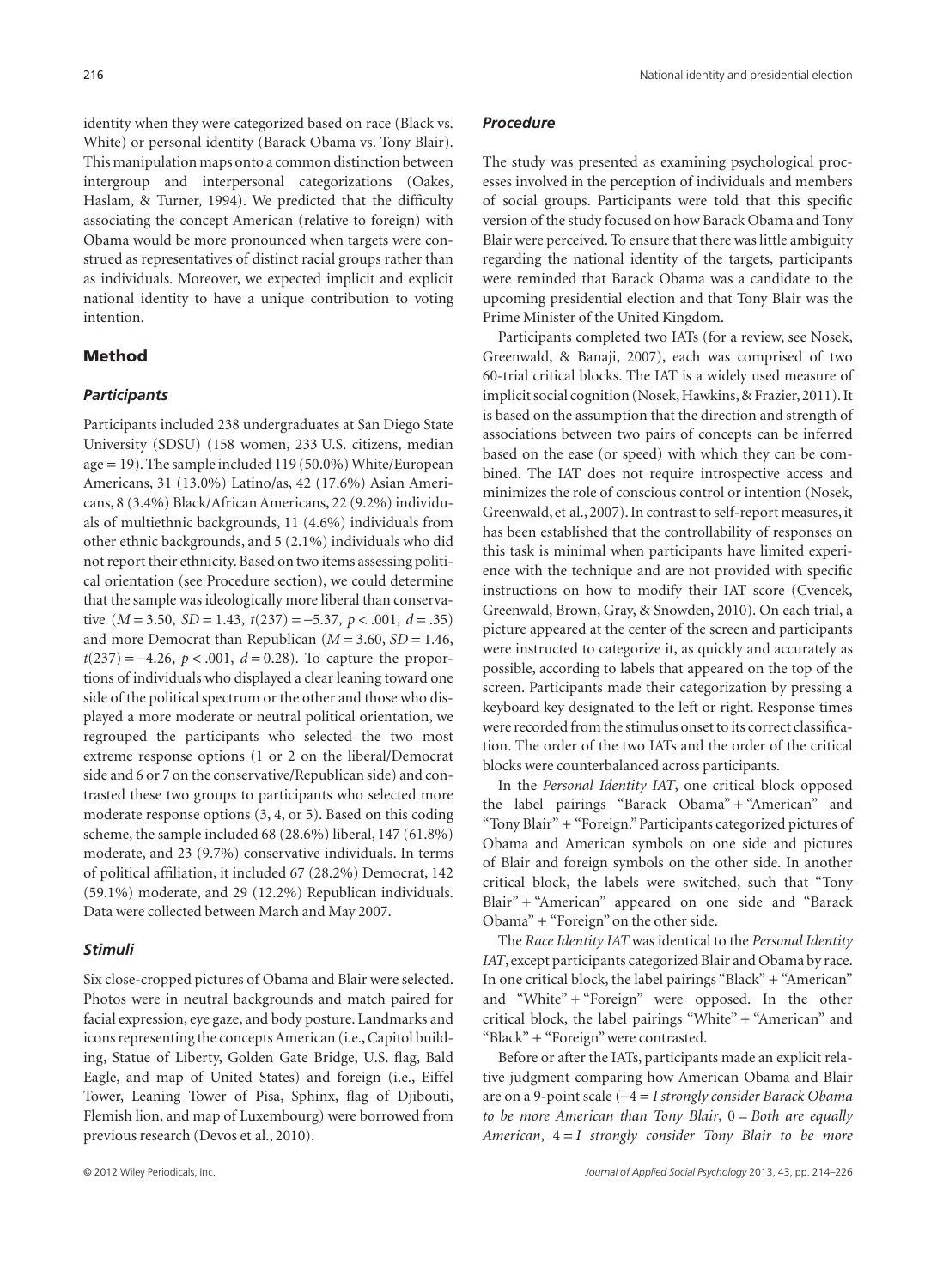identity when they were categorized based on race (Black vs. White) or personal identity (Barack Obama vs. Tony Blair). This manipulation maps onto a common distinction between intergroup and interpersonal categorizations (Oakes, Haslam, & Turner, 1994). We predicted that the difficulty associating the concept American (relative to foreign) with Obama would be more pronounced when targets were construed as representatives of distinct racial groups rather than as individuals. Moreover, we expected implicit and explicit national identity to have a unique contribution to voting intention.

## Method

### Participants

Participants included 238 undergraduates at San Diego State University (SDSU) (158 women, 233 U.S. citizens, median age = 19). The sample included 119 (50.0%) White/European Americans, 31 (13.0%) Latino/as, 42 (17.6%) Asian Americans, 8 (3.4%) Black/African Americans, 22 (9.2%) individuals of multiethnic backgrounds, 11 (4.6%) individuals from other ethnic backgrounds, and 5 (2.1%) individuals who did not report their ethnicity. Based on two items assessing political orientation (see Procedure section), we could determine that the sample was ideologically more liberal than conservative ($M = 3.50$, $SD = 1.43$, $t(237) = -5.37$, $p < .001$, $d = .35$) and more Democrat than Republican ($M = 3.60$, $SD = 1.46$, $t(237) = -4.26$, $p < .001$, $d = 0.28$). To capture the proportions of individuals who displayed a clear leaning toward one side of the political spectrum or the other and those who displayed a more moderate or neutral political orientation, we regrouped the participants who selected the two most extreme response options (1 or 2 on the liberal/Democrat side and 6 or 7 on the conservative/Republican side) and contrasted these two groups to participants who selected more moderate response options (3, 4, or 5). Based on this coding scheme, the sample included 68 (28.6%) liberal, 147 (61.8%) moderate, and 23 (9.7%) conservative individuals. In terms of political affiliation, it included 67 (28.2%) Democrat, 142 (59.1%) moderate, and 29 (12.2%) Republican individuals. Data were collected between March and May 2007.

### Stimuli

Six close-cropped pictures of Obama and Blair were selected. Photos were in neutral backgrounds and match paired for facial expression, eye gaze, and body posture. Landmarks and icons representing the concepts American (i.e., Capitol building, Statue of Liberty, Golden Gate Bridge, U.S. flag, Bald Eagle, and map of United States) and foreign (i.e., Eiffel Tower, Leaning Tower of Pisa, Sphinx, flag of Djibouti, Flemish lion, and map of Luxembourg) were borrowed from previous research (Devos et al., 2010).

### Procedure

The study was presented as examining psychological processes involved in the perception of individuals and members of social groups. Participants were told that this specific version of the study focused on how Barack Obama and Tony Blair were perceived. To ensure that there was little ambiguity regarding the national identity of the targets, participants were reminded that Barack Obama was a candidate to the upcoming presidential election and that Tony Blair was the Prime Minister of the United Kingdom.

Participants completed two IATs (for a review, see Nosek, Greenwald, & Banaji, 2007), each was comprised of two 60-trial critical blocks. The IAT is a widely used measure of implicit social cognition (Nosek, Hawkins, & Frazier, 2011). It is based on the assumption that the direction and strength of associations between two pairs of concepts can be inferred based on the ease (or speed) with which they can be combined. The IAT does not require introspective access and minimizes the role of conscious control or intention (Nosek, Greenwald, et al., 2007). In contrast to self-report measures, it has been established that the controllability of responses on this task is minimal when participants have limited experience with the technique and are not provided with specific instructions on how to modify their IAT score (Cvencek, Greenwald, Brown, Gray, & Snowden, 2010). On each trial, a picture appeared at the center of the screen and participants were instructed to categorize it, as quickly and accurately as possible, according to labels that appeared on the top of the screen. Participants made their categorization by pressing a keyboard key designated to the left or right. Response times were recorded from the stimulus onset to its correct classification. The order of the two IATs and the order of the critical blocks were counterbalanced across participants.

In the *Personal Identity IAT*, one critical block opposed the label pairings "Barack Obama" + "American" and "Tony Blair" + "Foreign." Participants categorized pictures of Obama and American symbols on one side and pictures of Blair and foreign symbols on the other side. In another critical block, the labels were switched, such that "Tony Blair" + "American" appeared on one side and "Barack Obama" + "Foreign" on the other side.

The *Race Identity IAT* was identical to the *Personal Identity IAT*, except participants categorized Blair and Obama by race. In one critical block, the label pairings "Black" + "American" and "White" + "Foreign" were opposed. In the other critical block, the label pairings "White" + "American" and "Black" + "Foreign" were contrasted.

Before or after the IATs, participants made an explicit relative judgment comparing how American Obama and Blair are on a 9-point scale (−4 = *I strongly consider Barack Obama to be more American than Tony Blair*, 0 = *Both are equally American*, 4 = *I strongly consider Tony Blair to be more*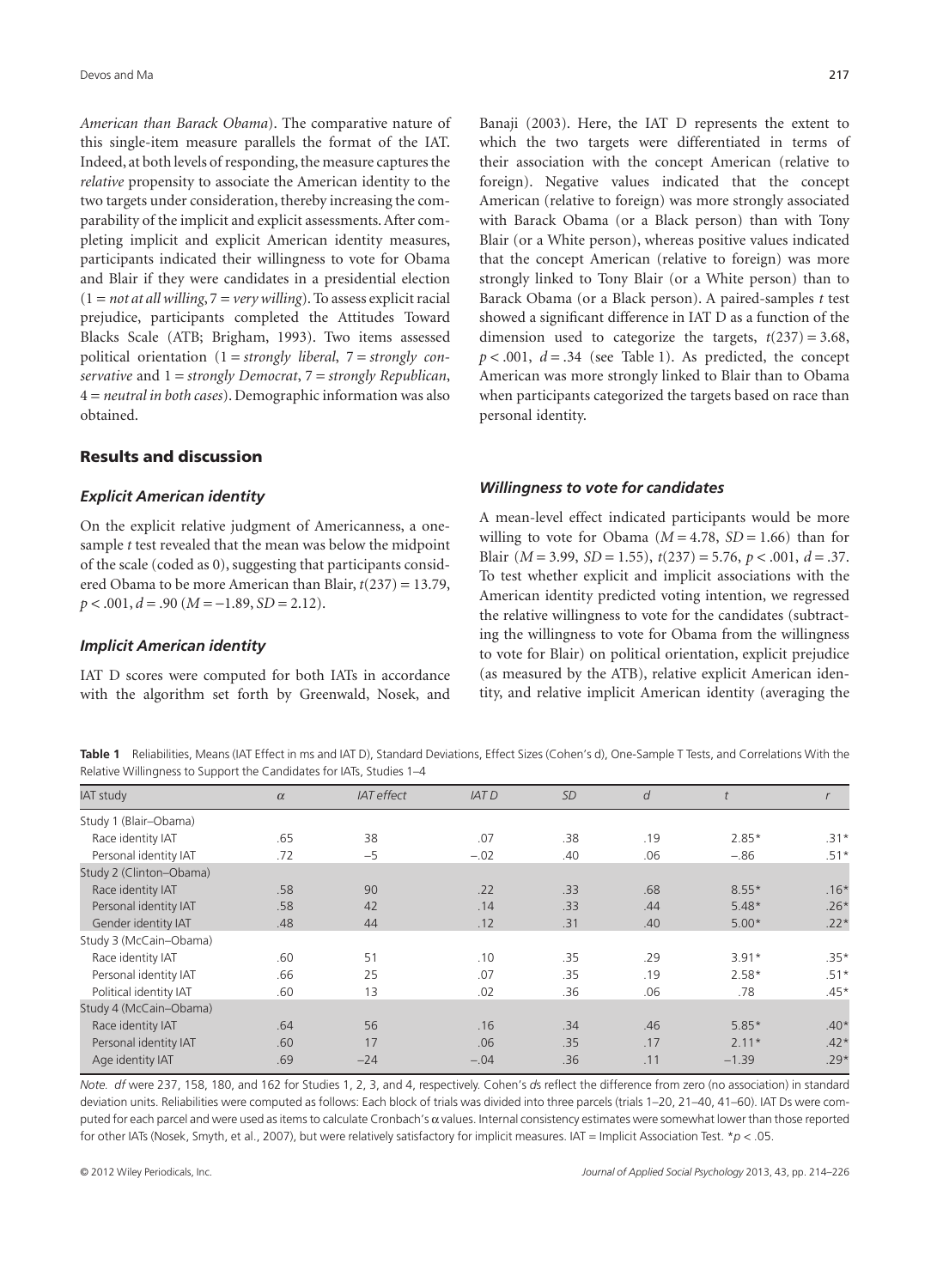*American than Barack Obama*). The comparative nature of this single-item measure parallels the format of the IAT. Indeed, at both levels of responding, the measure captures the *relative* propensity to associate the American identity to the two targets under consideration, thereby increasing the comparability of the implicit and explicit assessments. After completing implicit and explicit American identity measures, participants indicated their willingness to vote for Obama and Blair if they were candidates in a presidential election (1 = *not at all willing*, 7 = *very willing*). To assess explicit racial prejudice, participants completed the Attitudes Toward Blacks Scale (ATB; Brigham, 1993). Two items assessed political orientation (1 = *strongly liberal*, 7 = *strongly conservative* and 1 = *strongly Democrat*, 7 = *strongly Republican*, 4 = *neutral in both cases*). Demographic information was also obtained.

## Results and discussion

### Explicit American identity

On the explicit relative judgment of Americanness, a one-sample *t* test revealed that the mean was below the midpoint of the scale (coded as 0), suggesting that participants considered Obama to be more American than Blair, $t(237) = 13.79$, $p < .001$, $d = .90$ ($M = -1.89$, $SD = 2.12$).

### Implicit American identity

IAT D scores were computed for both IATs in accordance with the algorithm set forth by Greenwald, Nosek, and Banaji (2003). Here, the IAT D represents the extent to which the two targets were differentiated in terms of their association with the concept American (relative to foreign). Negative values indicated that the concept American (relative to foreign) was more strongly associated with Barack Obama (or a Black person) than with Tony Blair (or a White person), whereas positive values indicated that the concept American (relative to foreign) was more strongly linked to Tony Blair (or a White person) than to Barack Obama (or a Black person). A paired-samples *t* test showed a significant difference in IAT D as a function of the dimension used to categorize the targets, $t(237) = 3.68$, $p < .001$, $d = .34$ (see Table 1). As predicted, the concept American was more strongly linked to Blair than to Obama when participants categorized the targets based on race than personal identity.

### Willingness to vote for candidates

A mean-level effect indicated participants would be more willing to vote for Obama ($M = 4.78$, $SD = 1.66$) than for Blair ($M = 3.99$, $SD = 1.55$), $t(237) = 5.76$, $p < .001$, $d = .37$. To test whether explicit and implicit associations with the American identity predicted voting intention, we regressed the relative willingness to vote for the candidates (subtracting the willingness to vote for Obama from the willingness to vote for Blair) on political orientation, explicit prejudice (as measured by the ATB), relative explicit American identity, and relative implicit American identity (averaging the

**Table 1** Reliabilities, Means (IAT Effect in ms and IAT D), Standard Deviations, Effect Sizes (Cohen's d), One-Sample T Tests, and Correlations With the Relative Willingness to Support the Candidates for IATs, Studies 1–4

| IAT study | $\alpha$ | *IAT effect* | *IAT D* | *SD* | *d* | *t* | *r* |
|---|---|---|---|---|---|---|---|
| Study 1 (Blair–Obama) | | | | | | | |
| Race identity IAT | .65 | 38 | .07 | .38 | .19 | 2.85* | .31* |
| Personal identity IAT | .72 | −5 | −.02 | .40 | .06 | −.86 | .51* |
| Study 2 (Clinton–Obama) | | | | | | | |
| Race identity IAT | .58 | 90 | .22 | .33 | .68 | 8.55* | .16* |
| Personal identity IAT | .58 | 42 | .14 | .33 | .44 | 5.48* | .26* |
| Gender identity IAT | .48 | 44 | .12 | .31 | .40 | 5.00* | .22* |
| Study 3 (McCain–Obama) | | | | | | | |
| Race identity IAT | .60 | 51 | .10 | .35 | .29 | 3.91* | .35* |
| Personal identity IAT | .66 | 25 | .07 | .35 | .19 | 2.58* | .51* |
| Political identity IAT | .60 | 13 | .02 | .36 | .06 | .78 | .45* |
| Study 4 (McCain–Obama) | | | | | | | |
| Race identity IAT | .64 | 56 | .16 | .34 | .46 | 5.85* | .40* |
| Personal identity IAT | .60 | 17 | .06 | .35 | .17 | 2.11* | .42* |
| Age identity IAT | .69 | −24 | −.04 | .36 | .11 | −1.39 | .29* |

*Note.* *df* were 237, 158, 180, and 162 for Studies 1, 2, 3, and 4, respectively. Cohen's *d*s reflect the difference from zero (no association) in standard deviation units. Reliabilities were computed as follows: Each block of trials was divided into three parcels (trials 1–20, 21–40, 41–60). IAT Ds were computed for each parcel and were used as items to calculate Cronbach's $\alpha$ values. Internal consistency estimates were somewhat lower than those reported for other IATs (Nosek, Smyth, et al., 2007), but were relatively satisfactory for implicit measures. IAT = Implicit Association Test. *$p < .05$.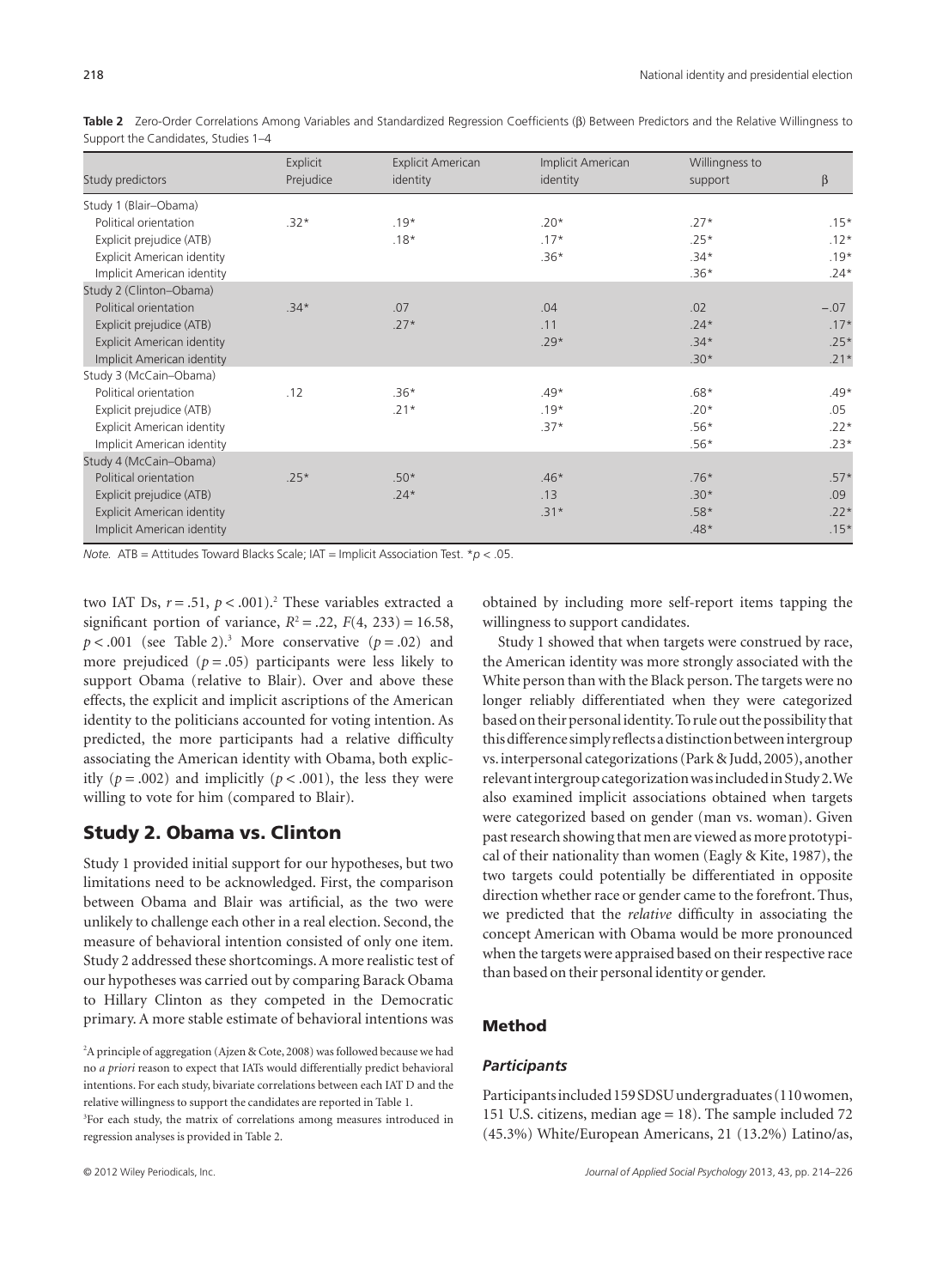**Table 2** Zero-Order Correlations Among Variables and Standardized Regression Coefficients (β) Between Predictors and the Relative Willingness to Support the Candidates, Studies 1–4

| Study predictors | Explicit Prejudice | Explicit American identity | Implicit American identity | Willingness to support | β |
|---|---|---|---|---|---|
| Study 1 (Blair–Obama) | | | | | |
| Political orientation | .32* | .19* | .20* | .27* | .15* |
| Explicit prejudice (ATB) | | .18* | .17* | .25* | .12* |
| Explicit American identity | | | .36* | .34* | .19* |
| Implicit American identity | | | | .36* | .24* |
| Study 2 (Clinton–Obama) | | | | | |
| Political orientation | .34* | .07 | .04 | .02 | −.07 |
| Explicit prejudice (ATB) | | .27* | .11 | .24* | .17* |
| Explicit American identity | | | .29* | .34* | .25* |
| Implicit American identity | | | | .30* | .21* |
| Study 3 (McCain–Obama) | | | | | |
| Political orientation | .12 | .36* | .49* | .68* | .49* |
| Explicit prejudice (ATB) | | .21* | .19* | .20* | .05 |
| Explicit American identity | | | .37* | .56* | .22* |
| Implicit American identity | | | | .56* | .23* |
| Study 4 (McCain–Obama) | | | | | |
| Political orientation | .25* | .50* | .46* | .76* | .57* |
| Explicit prejudice (ATB) | | .24* | .13 | .30* | .09 |
| Explicit American identity | | | .31* | .58* | .22* |
| Implicit American identity | | | | .48* | .15* |

*Note.* ATB = Attitudes Toward Blacks Scale; IAT = Implicit Association Test. *$p < .05$.

two IAT Ds, $r = .51$, $p < .001$).[2] These variables extracted a significant portion of variance, $R^2 = .22$, $F(4, 233) = 16.58$, $p < .001$ (see Table 2).[3] More conservative ($p = .02$) and more prejudiced ($p = .05$) participants were less likely to support Obama (relative to Blair). Over and above these effects, the explicit and implicit ascriptions of the American identity to the politicians accounted for voting intention. As predicted, the more participants had a relative difficulty associating the American identity with Obama, both explicitly ($p = .002$) and implicitly ($p < .001$), the less they were willing to vote for him (compared to Blair).

## Study 2. Obama vs. Clinton

Study 1 provided initial support for our hypotheses, but two limitations need to be acknowledged. First, the comparison between Obama and Blair was artificial, as the two were unlikely to challenge each other in a real election. Second, the measure of behavioral intention consisted of only one item. Study 2 addressed these shortcomings. A more realistic test of our hypotheses was carried out by comparing Barack Obama to Hillary Clinton as they competed in the Democratic primary. A more stable estimate of behavioral intentions was obtained by including more self-report items tapping the willingness to support candidates.

Study 1 showed that when targets were construed by race, the American identity was more strongly associated with the White person than with the Black person. The targets were no longer reliably differentiated when they were categorized based on their personal identity. To rule out the possibility that this difference simply reflects a distinction between intergroup vs. interpersonal categorizations (Park & Judd, 2005), another relevant intergroup categorization was included in Study 2. We also examined implicit associations obtained when targets were categorized based on gender (man vs. woman). Given past research showing that men are viewed as more prototypical of their nationality than women (Eagly & Kite, 1987), the two targets could potentially be differentiated in opposite direction whether race or gender came to the forefront. Thus, we predicted that the *relative* difficulty in associating the concept American with Obama would be more pronounced when the targets were appraised based on their respective race than based on their personal identity or gender.

### Method

#### *Participants*

Participants included 159 SDSU undergraduates (110 women, 151 U.S. citizens, median age = 18). The sample included 72 (45.3%) White/European Americans, 21 (13.2%) Latino/as,

[2] A principle of aggregation (Ajzen & Cote, 2008) was followed because we had no *a priori* reason to expect that IATs would differentially predict behavioral intentions. For each study, bivariate correlations between each IAT D and the relative willingness to support the candidates are reported in Table 1.

[3] For each study, the matrix of correlations among measures introduced in regression analyses is provided in Table 2.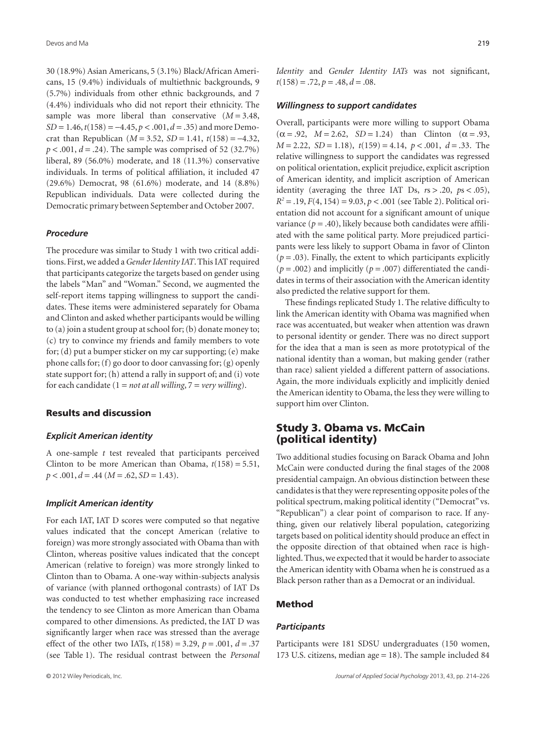30 (18.9%) Asian Americans, 5 (3.1%) Black/African Americans, 15 (9.4%) individuals of multiethnic backgrounds, 9 (5.7%) individuals from other ethnic backgrounds, and 7 (4.4%) individuals who did not report their ethnicity. The sample was more liberal than conservative ($M = 3.48$, $SD = 1.46$, $t(158) = -4.45$, $p < .001$, $d = .35$) and more Democrat than Republican ($M = 3.52$, $SD = 1.41$, $t(158) = -4.32$, $p < .001$, $d = .24$). The sample was comprised of 52 (32.7%) liberal, 89 (56.0%) moderate, and 18 (11.3%) conservative individuals. In terms of political affiliation, it included 47 (29.6%) Democrat, 98 (61.6%) moderate, and 14 (8.8%) Republican individuals. Data were collected during the Democratic primary between September and October 2007.

### Procedure

The procedure was similar to Study 1 with two critical additions. First, we added a *Gender Identity IAT*. This IAT required that participants categorize the targets based on gender using the labels "Man" and "Woman." Second, we augmented the self-report items tapping willingness to support the candidates. These items were administered separately for Obama and Clinton and asked whether participants would be willing to (a) join a student group at school for; (b) donate money to; (c) try to convince my friends and family members to vote for; (d) put a bumper sticker on my car supporting; (e) make phone calls for; (f) go door to door canvassing for; (g) openly state support for; (h) attend a rally in support of; and (i) vote for each candidate (1 = *not at all willing*, 7 = *very willing*).

## Results and discussion

### Explicit American identity

A one-sample *t* test revealed that participants perceived Clinton to be more American than Obama, $t(158) = 5.51$, $p < .001$, $d = .44$ ($M = .62$, $SD = 1.43$).

### Implicit American identity

For each IAT, IAT D scores were computed so that negative values indicated that the concept American (relative to foreign) was more strongly associated with Obama than with Clinton, whereas positive values indicated that the concept American (relative to foreign) was more strongly linked to Clinton than to Obama. A one-way within-subjects analysis of variance (with planned orthogonal contrasts) of IAT Ds was conducted to test whether emphasizing race increased the tendency to see Clinton as more American than Obama compared to other dimensions. As predicted, the IAT D was significantly larger when race was stressed than the average effect of the other two IATs, $t(158) = 3.29$, $p = .001$, $d = .37$ (see Table 1). The residual contrast between the *Personal Identity* and *Gender Identity IATs* was not significant, $t(158) = .72$, $p = .48$, $d = .08$.

### Willingness to support candidates

Overall, participants were more willing to support Obama ($\alpha = .92$, $M = 2.62$, $SD = 1.24$) than Clinton ($\alpha = .93$, $M = 2.22$, $SD = 1.18$), $t(159) = 4.14$, $p < .001$, $d = .33$. The relative willingness to support the candidates was regressed on political orientation, explicit prejudice, explicit ascription of American identity, and implicit ascription of American identity (averaging the three IAT Ds, $rs > .20$, $ps < .05$), $R^2 = .19$, $F(4, 154) = 9.03$, $p < .001$ (see Table 2). Political orientation did not account for a significant amount of unique variance ($p = .40$), likely because both candidates were affiliated with the same political party. More prejudiced participants were less likely to support Obama in favor of Clinton ($p = .03$). Finally, the extent to which participants explicitly ($p = .002$) and implicitly ($p = .007$) differentiated the candidates in terms of their association with the American identity also predicted the relative support for them.

These findings replicated Study 1. The relative difficulty to link the American identity with Obama was magnified when race was accentuated, but weaker when attention was drawn to personal identity or gender. There was no direct support for the idea that a man is seen as more prototypical of the national identity than a woman, but making gender (rather than race) salient yielded a different pattern of associations. Again, the more individuals explicitly and implicitly denied the American identity to Obama, the less they were willing to support him over Clinton.

# Study 3. Obama vs. McCain (political identity)

Two additional studies focusing on Barack Obama and John McCain were conducted during the final stages of the 2008 presidential campaign. An obvious distinction between these candidates is that they were representing opposite poles of the political spectrum, making political identity ("Democrat" vs. "Republican") a clear point of comparison to race. If anything, given our relatively liberal population, categorizing targets based on political identity should produce an effect in the opposite direction of that obtained when race is highlighted. Thus, we expected that it would be harder to associate the American identity with Obama when he is construed as a Black person rather than as a Democrat or an individual.

## Method

### Participants

Participants were 181 SDSU undergraduates (150 women, 173 U.S. citizens, median age = 18). The sample included 84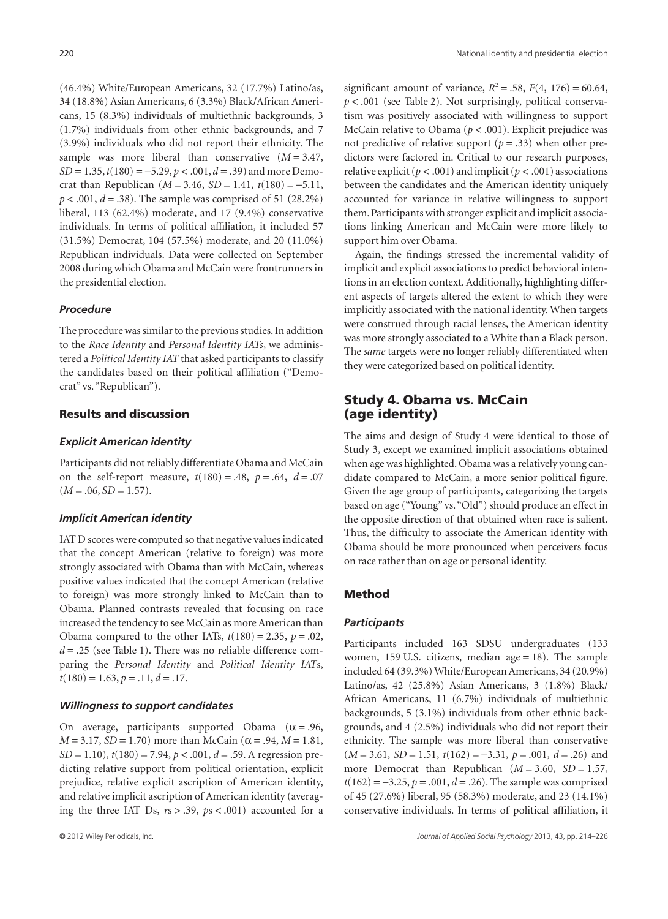(46.4%) White/European Americans, 32 (17.7%) Latino/as, 34 (18.8%) Asian Americans, 6 (3.3%) Black/African Americans, 15 (8.3%) individuals of multiethnic backgrounds, 3 (1.7%) individuals from other ethnic backgrounds, and 7 (3.9%) individuals who did not report their ethnicity. The sample was more liberal than conservative ($M = 3.47$, $SD = 1.35$, $t(180) = -5.29$, $p < .001$, $d = .39$) and more Democrat than Republican ($M = 3.46$, $SD = 1.41$, $t(180) = -5.11$, $p < .001$, $d = .38$). The sample was comprised of 51 (28.2%) liberal, 113 (62.4%) moderate, and 17 (9.4%) conservative individuals. In terms of political affiliation, it included 57 (31.5%) Democrat, 104 (57.5%) moderate, and 20 (11.0%) Republican individuals. Data were collected on September 2008 during which Obama and McCain were frontrunners in the presidential election.

### *Procedure*

The procedure was similar to the previous studies. In addition to the *Race Identity* and *Personal Identity IATs*, we administered a *Political Identity IAT* that asked participants to classify the candidates based on their political affiliation ("Democrat" vs. "Republican").

## Results and discussion

### *Explicit American identity*

Participants did not reliably differentiate Obama and McCain on the self-report measure, $t(180) = .48$, $p = .64$, $d = .07$ ($M = .06$, $SD = 1.57$).

### *Implicit American identity*

IAT D scores were computed so that negative values indicated that the concept American (relative to foreign) was more strongly associated with Obama than with McCain, whereas positive values indicated that the concept American (relative to foreign) was more strongly linked to McCain than to Obama. Planned contrasts revealed that focusing on race increased the tendency to see McCain as more American than Obama compared to the other IATs, $t(180) = 2.35$, $p = .02$, $d = .25$ (see Table 1). There was no reliable difference comparing the *Personal Identity* and *Political Identity IAT*s, $t(180) = 1.63$, $p = .11$, $d = .17$.

### *Willingness to support candidates*

On average, participants supported Obama ($\alpha = .96$, $M = 3.17$, $SD = 1.70$) more than McCain ($\alpha = .94$, $M = 1.81$, $SD = 1.10$), $t(180) = 7.94$, $p < .001$, $d = .59$. A regression predicting relative support from political orientation, explicit prejudice, relative explicit ascription of American identity, and relative implicit ascription of American identity (averaging the three IAT Ds, $rs > .39$, $ps < .001$) accounted for a significant amount of variance, $R^2 = .58$, $F(4, 176) = 60.64$, $p < .001$ (see Table 2). Not surprisingly, political conservatism was positively associated with willingness to support McCain relative to Obama ($p < .001$). Explicit prejudice was not predictive of relative support ($p = .33$) when other predictors were factored in. Critical to our research purposes, relative explicit ($p < .001$) and implicit ($p < .001$) associations between the candidates and the American identity uniquely accounted for variance in relative willingness to support them. Participants with stronger explicit and implicit associations linking American and McCain were more likely to support him over Obama.

Again, the findings stressed the incremental validity of implicit and explicit associations to predict behavioral intentions in an election context. Additionally, highlighting different aspects of targets altered the extent to which they were implicitly associated with the national identity. When targets were construed through racial lenses, the American identity was more strongly associated to a White than a Black person. The *same* targets were no longer reliably differentiated when they were categorized based on political identity.

# Study 4. Obama vs. McCain (age identity)

The aims and design of Study 4 were identical to those of Study 3, except we examined implicit associations obtained when age was highlighted. Obama was a relatively young candidate compared to McCain, a more senior political figure. Given the age group of participants, categorizing the targets based on age ("Young" vs. "Old") should produce an effect in the opposite direction of that obtained when race is salient. Thus, the difficulty to associate the American identity with Obama should be more pronounced when perceivers focus on race rather than on age or personal identity.

## Method

### *Participants*

Participants included 163 SDSU undergraduates (133 women, 159 U.S. citizens, median age = 18). The sample included 64 (39.3%) White/European Americans, 34 (20.9%) Latino/as, 42 (25.8%) Asian Americans, 3 (1.8%) Black/African Americans, 11 (6.7%) individuals of multiethnic backgrounds, 5 (3.1%) individuals from other ethnic backgrounds, and 4 (2.5%) individuals who did not report their ethnicity. The sample was more liberal than conservative ($M = 3.61$, $SD = 1.51$, $t(162) = -3.31$, $p = .001$, $d = .26$) and more Democrat than Republican ($M = 3.60$, $SD = 1.57$, $t(162) = -3.25$, $p = .001$, $d = .26$). The sample was comprised of 45 (27.6%) liberal, 95 (58.3%) moderate, and 23 (14.1%) conservative individuals. In terms of political affiliation, it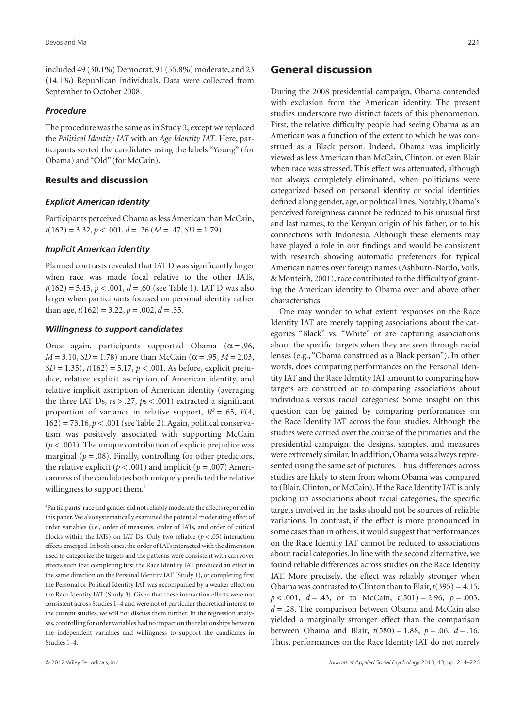included 49 (30.1%) Democrat, 91 (55.8%) moderate, and 23 (14.1%) Republican individuals. Data were collected from September to October 2008.

### *Procedure*

The procedure was the same as in Study 3, except we replaced the *Political Identity IAT* with an *Age Identity IAT*. Here, participants sorted the candidates using the labels "Young" (for Obama) and "Old" (for McCain).

## Results and discussion

### *Explicit American identity*

Participants perceived Obama as less American than McCain, $t(162) = 3.32$, $p < .001$, $d = .26$ ($M = .47$, $SD = 1.79$).

### *Implicit American identity*

Planned contrasts revealed that IAT D was significantly larger when race was made focal relative to the other IATs, $t(162) = 5.43$, $p < .001$, $d = .60$ (see Table 1). IAT D was also larger when participants focused on personal identity rather than age, $t(162) = 3.22$, $p = .002$, $d = .35$.

### *Willingness to support candidates*

Once again, participants supported Obama ($\alpha = .96$, $M = 3.10$, $SD = 1.78$) more than McCain ($\alpha = .95$, $M = 2.03$, $SD = 1.35$), $t(162) = 5.17$, $p < .001$. As before, explicit prejudice, relative explicit ascription of American identity, and relative implicit ascription of American identity (averaging the three IAT Ds, $rs > .27$, $ps < .001$) extracted a significant proportion of variance in relative support, $R^2 = .65$, $F(4, 162) = 73.16$, $p < .001$ (see Table 2). Again, political conservatism was positively associated with supporting McCain ($p < .001$). The unique contribution of explicit prejudice was marginal ($p = .08$). Finally, controlling for other predictors, the relative explicit ($p < .001$) and implicit ($p = .007$) Americanness of the candidates both uniquely predicted the relative willingness to support them.[4]

[4]Participants' race and gender did not reliably moderate the effects reported in this paper. We also systematically examined the potential moderating effect of order variables (i.e., order of measures, order of IATs, and order of critical blocks within the IATs) on IAT Ds. Only two reliable ($p < .05$) interaction effects emerged. In both cases, the order of IATs interacted with the dimension used to categorize the targets and the patterns were consistent with carryover effects such that completing first the Race Identity IAT produced an effect in the same direction on the Personal Identity IAT (Study 1), or completing first the Personal or Political Identity IAT was accompanied by a weaker effect on the Race Identity IAT (Study 3). Given that these interaction effects were not consistent across Studies 1–4 and were not of particular theoretical interest to the current studies, we will not discuss them further. In the regression analyses, controlling for order variables had no impact on the relationships between the independent variables and willingness to support the candidates in Studies 1–4.

# General discussion

During the 2008 presidential campaign, Obama contended with exclusion from the American identity. The present studies underscore two distinct facets of this phenomenon. First, the relative difficulty people had seeing Obama as an American was a function of the extent to which he was construed as a Black person. Indeed, Obama was implicitly viewed as less American than McCain, Clinton, or even Blair when race was stressed. This effect was attenuated, although not always completely eliminated, when politicians were categorized based on personal identity or social identities defined along gender, age, or political lines. Notably, Obama's perceived foreignness cannot be reduced to his unusual first and last names, to the Kenyan origin of his father, or to his connections with Indonesia. Although these elements may have played a role in our findings and would be consistent with research showing automatic preferences for typical American names over foreign names (Ashburn-Nardo, Voils, & Monteith, 2001), race contributed to the difficulty of granting the American identity to Obama over and above other characteristics.

One may wonder to what extent responses on the Race Identity IAT are merely tapping associations about the categories "Black" vs. "White" or are capturing associations about the specific targets when they are seen through racial lenses (e.g., "Obama construed as a Black person"). In other words, does comparing performances on the Personal Identity IAT and the Race Identity IAT amount to comparing how targets are construed or to comparing associations about individuals versus racial categories? Some insight on this question can be gained by comparing performances on the Race Identity IAT across the four studies. Although the studies were carried over the course of the primaries and the presidential campaign, the designs, samples, and measures were extremely similar. In addition, Obama was always represented using the same set of pictures. Thus, differences across studies are likely to stem from whom Obama was compared to (Blair, Clinton, or McCain). If the Race Identity IAT is only picking up associations about racial categories, the specific targets involved in the tasks should not be sources of reliable variations. In contrast, if the effect is more pronounced in some cases than in others, it would suggest that performances on the Race Identity IAT cannot be reduced to associations about racial categories. In line with the second alternative, we found reliable differences across studies on the Race Identity IAT. More precisely, the effect was reliably stronger when Obama was contrasted to Clinton than to Blair, $t(395) = 4.15$, $p < .001$, $d = .43$, or to McCain, $t(501) = 2.96$, $p = .003$, $d = .28$. The comparison between Obama and McCain also yielded a marginally stronger effect than the comparison between Obama and Blair, $t(580) = 1.88$, $p = .06$, $d = .16$. Thus, performances on the Race Identity IAT do not merely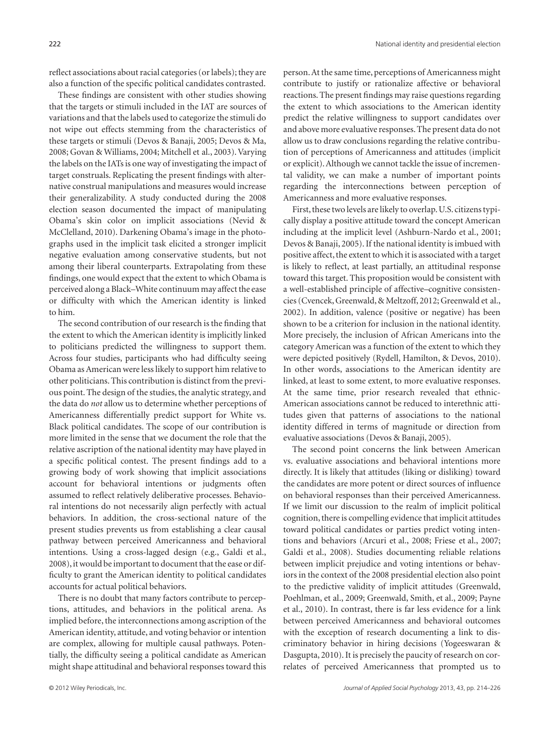reflect associations about racial categories (or labels); they are also a function of the specific political candidates contrasted.

These findings are consistent with other studies showing that the targets or stimuli included in the IAT are sources of variations and that the labels used to categorize the stimuli do not wipe out effects stemming from the characteristics of these targets or stimuli (Devos & Banaji, 2005; Devos & Ma, 2008; Govan & Williams, 2004; Mitchell et al., 2003). Varying the labels on the IATs is one way of investigating the impact of target construals. Replicating the present findings with alternative construal manipulations and measures would increase their generalizability. A study conducted during the 2008 election season documented the impact of manipulating Obama's skin color on implicit associations (Nevid & McClelland, 2010). Darkening Obama's image in the photographs used in the implicit task elicited a stronger implicit negative evaluation among conservative students, but not among their liberal counterparts. Extrapolating from these findings, one would expect that the extent to which Obama is perceived along a Black–White continuum may affect the ease or difficulty with which the American identity is linked to him.

The second contribution of our research is the finding that the extent to which the American identity is implicitly linked to politicians predicted the willingness to support them. Across four studies, participants who had difficulty seeing Obama as American were less likely to support him relative to other politicians. This contribution is distinct from the previous point. The design of the studies, the analytic strategy, and the data do *not* allow us to determine whether perceptions of Americanness differentially predict support for White vs. Black political candidates. The scope of our contribution is more limited in the sense that we document the role that the relative ascription of the national identity may have played in a specific political contest. The present findings add to a growing body of work showing that implicit associations account for behavioral intentions or judgments often assumed to reflect relatively deliberative processes. Behavioral intentions do not necessarily align perfectly with actual behaviors. In addition, the cross-sectional nature of the present studies prevents us from establishing a clear causal pathway between perceived Americanness and behavioral intentions. Using a cross-lagged design (e.g., Galdi et al., 2008), it would be important to document that the ease or difficulty to grant the American identity to political candidates accounts for actual political behaviors.

There is no doubt that many factors contribute to perceptions, attitudes, and behaviors in the political arena. As implied before, the interconnections among ascription of the American identity, attitude, and voting behavior or intention are complex, allowing for multiple causal pathways. Potentially, the difficulty seeing a political candidate as American might shape attitudinal and behavioral responses toward this person. At the same time, perceptions of Americanness might contribute to justify or rationalize affective or behavioral reactions. The present findings may raise questions regarding the extent to which associations to the American identity predict the relative willingness to support candidates over and above more evaluative responses. The present data do not allow us to draw conclusions regarding the relative contribution of perceptions of Americanness and attitudes (implicit or explicit). Although we cannot tackle the issue of incremental validity, we can make a number of important points regarding the interconnections between perception of Americanness and more evaluative responses.

First, these two levels are likely to overlap. U.S. citizens typically display a positive attitude toward the concept American including at the implicit level (Ashburn-Nardo et al., 2001; Devos & Banaji, 2005). If the national identity is imbued with positive affect, the extent to which it is associated with a target is likely to reflect, at least partially, an attitudinal response toward this target. This proposition would be consistent with a well-established principle of affective–cognitive consistencies (Cvencek, Greenwald, & Meltzoff, 2012; Greenwald et al., 2002). In addition, valence (positive or negative) has been shown to be a criterion for inclusion in the national identity. More precisely, the inclusion of African Americans into the category American was a function of the extent to which they were depicted positively (Rydell, Hamilton, & Devos, 2010). In other words, associations to the American identity are linked, at least to some extent, to more evaluative responses. At the same time, prior research revealed that ethnic-American associations cannot be reduced to interethnic attitudes given that patterns of associations to the national identity differed in terms of magnitude or direction from evaluative associations (Devos & Banaji, 2005).

The second point concerns the link between American vs. evaluative associations and behavioral intentions more directly. It is likely that attitudes (liking or disliking) toward the candidates are more potent or direct sources of influence on behavioral responses than their perceived Americanness. If we limit our discussion to the realm of implicit political cognition, there is compelling evidence that implicit attitudes toward political candidates or parties predict voting intentions and behaviors (Arcuri et al., 2008; Friese et al., 2007; Galdi et al., 2008). Studies documenting reliable relations between implicit prejudice and voting intentions or behaviors in the context of the 2008 presidential election also point to the predictive validity of implicit attitudes (Greenwald, Poehlman, et al., 2009; Greenwald, Smith, et al., 2009; Payne et al., 2010). In contrast, there is far less evidence for a link between perceived Americanness and behavioral outcomes with the exception of research documenting a link to discriminatory behavior in hiring decisions (Yogeeswaran & Dasgupta, 2010). It is precisely the paucity of research on correlates of perceived Americanness that prompted us to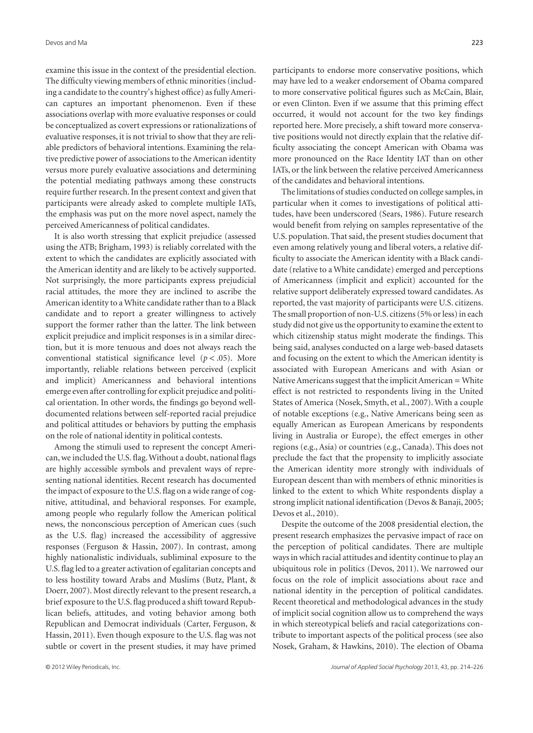examine this issue in the context of the presidential election. The difficulty viewing members of ethnic minorities (including a candidate to the country's highest office) as fully American captures an important phenomenon. Even if these associations overlap with more evaluative responses or could be conceptualized as covert expressions or rationalizations of evaluative responses, it is not trivial to show that they are reliable predictors of behavioral intentions. Examining the relative predictive power of associations to the American identity versus more purely evaluative associations and determining the potential mediating pathways among these constructs require further research. In the present context and given that participants were already asked to complete multiple IATs, the emphasis was put on the more novel aspect, namely the perceived Americanness of political candidates.

It is also worth stressing that explicit prejudice (assessed using the ATB; Brigham, 1993) is reliably correlated with the extent to which the candidates are explicitly associated with the American identity and are likely to be actively supported. Not surprisingly, the more participants express prejudicial racial attitudes, the more they are inclined to ascribe the American identity to a White candidate rather than to a Black candidate and to report a greater willingness to actively support the former rather than the latter. The link between explicit prejudice and implicit responses is in a similar direction, but it is more tenuous and does not always reach the conventional statistical significance level ($p < .05$). More importantly, reliable relations between perceived (explicit and implicit) Americanness and behavioral intentions emerge even after controlling for explicit prejudice and political orientation. In other words, the findings go beyond well-documented relations between self-reported racial prejudice and political attitudes or behaviors by putting the emphasis on the role of national identity in political contests.

Among the stimuli used to represent the concept American, we included the U.S. flag. Without a doubt, national flags are highly accessible symbols and prevalent ways of representing national identities. Recent research has documented the impact of exposure to the U.S. flag on a wide range of cognitive, attitudinal, and behavioral responses. For example, among people who regularly follow the American political news, the nonconscious perception of American cues (such as the U.S. flag) increased the accessibility of aggressive responses (Ferguson & Hassin, 2007). In contrast, among highly nationalistic individuals, subliminal exposure to the U.S. flag led to a greater activation of egalitarian concepts and to less hostility toward Arabs and Muslims (Butz, Plant, & Doerr, 2007). Most directly relevant to the present research, a brief exposure to the U.S. flag produced a shift toward Republican beliefs, attitudes, and voting behavior among both Republican and Democrat individuals (Carter, Ferguson, & Hassin, 2011). Even though exposure to the U.S. flag was not subtle or covert in the present studies, it may have primed participants to endorse more conservative positions, which may have led to a weaker endorsement of Obama compared to more conservative political figures such as McCain, Blair, or even Clinton. Even if we assume that this priming effect occurred, it would not account for the two key findings reported here. More precisely, a shift toward more conservative positions would not directly explain that the relative difficulty associating the concept American with Obama was more pronounced on the Race Identity IAT than on other IATs, or the link between the relative perceived Americanness of the candidates and behavioral intentions.

The limitations of studies conducted on college samples, in particular when it comes to investigations of political attitudes, have been underscored (Sears, 1986). Future research would benefit from relying on samples representative of the U.S. population. That said, the present studies document that even among relatively young and liberal voters, a relative difficulty to associate the American identity with a Black candidate (relative to a White candidate) emerged and perceptions of Americanness (implicit and explicit) accounted for the relative support deliberately expressed toward candidates. As reported, the vast majority of participants were U.S. citizens. The small proportion of non-U.S. citizens (5% or less) in each study did not give us the opportunity to examine the extent to which citizenship status might moderate the findings. This being said, analyses conducted on a large web-based datasets and focusing on the extent to which the American identity is associated with European Americans and with Asian or Native Americans suggest that the implicit American = White effect is not restricted to respondents living in the United States of America (Nosek, Smyth, et al., 2007). With a couple of notable exceptions (e.g., Native Americans being seen as equally American as European Americans by respondents living in Australia or Europe), the effect emerges in other regions (e.g., Asia) or countries (e.g., Canada). This does not preclude the fact that the propensity to implicitly associate the American identity more strongly with individuals of European descent than with members of ethnic minorities is linked to the extent to which White respondents display a strong implicit national identification (Devos & Banaji, 2005; Devos et al., 2010).

Despite the outcome of the 2008 presidential election, the present research emphasizes the pervasive impact of race on the perception of political candidates. There are multiple ways in which racial attitudes and identity continue to play an ubiquitous role in politics (Devos, 2011). We narrowed our focus on the role of implicit associations about race and national identity in the perception of political candidates. Recent theoretical and methodological advances in the study of implicit social cognition allow us to comprehend the ways in which stereotypical beliefs and racial categorizations contribute to important aspects of the political process (see also Nosek, Graham, & Hawkins, 2010). The election of Obama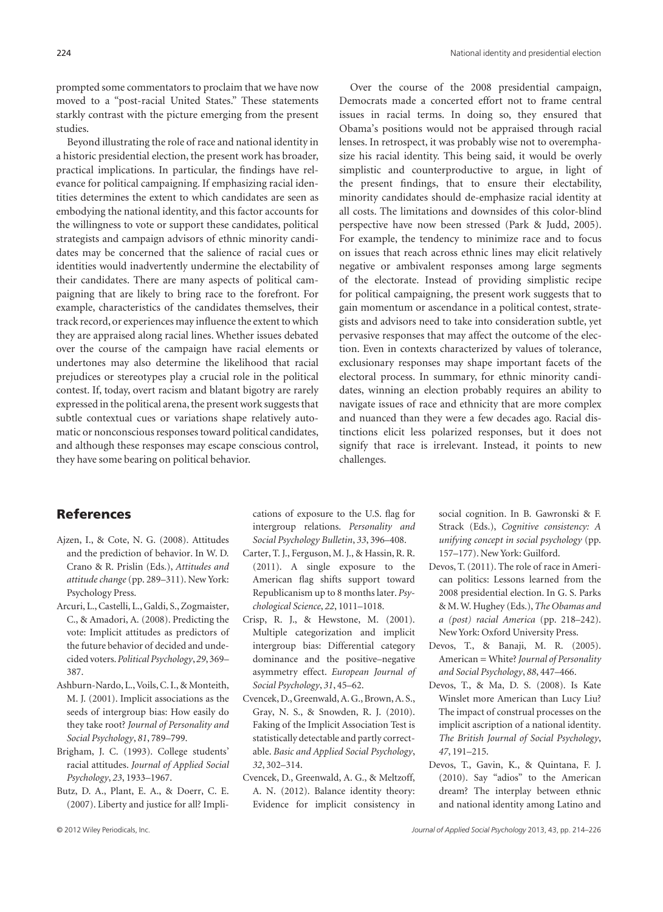prompted some commentators to proclaim that we have now moved to a "post-racial United States." These statements starkly contrast with the picture emerging from the present studies.

Beyond illustrating the role of race and national identity in a historic presidential election, the present work has broader, practical implications. In particular, the findings have relevance for political campaigning. If emphasizing racial identities determines the extent to which candidates are seen as embodying the national identity, and this factor accounts for the willingness to vote or support these candidates, political strategists and campaign advisors of ethnic minority candidates may be concerned that the salience of racial cues or identities would inadvertently undermine the electability of their candidates. There are many aspects of political campaigning that are likely to bring race to the forefront. For example, characteristics of the candidates themselves, their track record, or experiences may influence the extent to which they are appraised along racial lines. Whether issues debated over the course of the campaign have racial elements or undertones may also determine the likelihood that racial prejudices or stereotypes play a crucial role in the political contest. If, today, overt racism and blatant bigotry are rarely expressed in the political arena, the present work suggests that subtle contextual cues or variations shape relatively automatic or nonconscious responses toward political candidates, and although these responses may escape conscious control, they have some bearing on political behavior.

Over the course of the 2008 presidential campaign, Democrats made a concerted effort not to frame central issues in racial terms. In doing so, they ensured that Obama's positions would not be appraised through racial lenses. In retrospect, it was probably wise not to overemphasize his racial identity. This being said, it would be overly simplistic and counterproductive to argue, in light of the present findings, that to ensure their electability, minority candidates should de-emphasize racial identity at all costs. The limitations and downsides of this color-blind perspective have now been stressed (Park & Judd, 2005). For example, the tendency to minimize race and to focus on issues that reach across ethnic lines may elicit relatively negative or ambivalent responses among large segments of the electorate. Instead of providing simplistic recipe for political campaigning, the present work suggests that to gain momentum or ascendance in a political contest, strategists and advisors need to take into consideration subtle, yet pervasive responses that may affect the outcome of the election. Even in contexts characterized by values of tolerance, exclusionary responses may shape important facets of the electoral process. In summary, for ethnic minority candidates, winning an election probably requires an ability to navigate issues of race and ethnicity that are more complex and nuanced than they were a few decades ago. Racial distinctions elicit less polarized responses, but it does not signify that race is irrelevant. Instead, it points to new challenges.

## References

Ajzen, I., & Cote, N. G. (2008). Attitudes and the prediction of behavior. In W. D. Crano & R. Prislin (Eds.), *Attitudes and attitude change* (pp. 289–311). New York: Psychology Press.

Arcuri, L., Castelli, L., Galdi, S., Zogmaister, C., & Amadori, A. (2008). Predicting the vote: Implicit attitudes as predictors of the future behavior of decided and undecided voters. *Political Psychology*, *29*, 369–387.

Ashburn-Nardo, L., Voils, C. I., & Monteith, M. J. (2001). Implicit associations as the seeds of intergroup bias: How easily do they take root? *Journal of Personality and Social Psychology*, *81*, 789–799.

Brigham, J. C. (1993). College students' racial attitudes. *Journal of Applied Social Psychology*, *23*, 1933–1967.

Butz, D. A., Plant, E. A., & Doerr, C. E. (2007). Liberty and justice for all? Implications of exposure to the U.S. flag for intergroup relations. *Personality and Social Psychology Bulletin*, *33*, 396–408.

Carter, T. J., Ferguson, M. J., & Hassin, R. R. (2011). A single exposure to the American flag shifts support toward Republicanism up to 8 months later. *Psychological Science*, *22*, 1011–1018.

Crisp, R. J., & Hewstone, M. (2001). Multiple categorization and implicit intergroup bias: Differential category dominance and the positive–negative asymmetry effect. *European Journal of Social Psychology*, *31*, 45–62.

Cvencek, D., Greenwald, A. G., Brown, A. S., Gray, N. S., & Snowden, R. J. (2010). Faking of the Implicit Association Test is statistically detectable and partly correctable. *Basic and Applied Social Psychology*, *32*, 302–314.

Cvencek, D., Greenwald, A. G., & Meltzoff, A. N. (2012). Balance identity theory: Evidence for implicit consistency in social cognition. In B. Gawronski & F. Strack (Eds.), *Cognitive consistency: A unifying concept in social psychology* (pp. 157–177). New York: Guilford.

Devos, T. (2011). The role of race in American politics: Lessons learned from the 2008 presidential election. In G. S. Parks & M. W. Hughey (Eds.), *The Obamas and a (post) racial America* (pp. 218–242). New York: Oxford University Press.

Devos, T., & Banaji, M. R. (2005). American = White? *Journal of Personality and Social Psychology*, *88*, 447–466.

Devos, T., & Ma, D. S. (2008). Is Kate Winslet more American than Lucy Liu? The impact of construal processes on the implicit ascription of a national identity. *The British Journal of Social Psychology*, *47*, 191–215.

Devos, T., Gavin, K., & Quintana, F. J. (2010). Say "adios" to the American dream? The interplay between ethnic and national identity among Latino and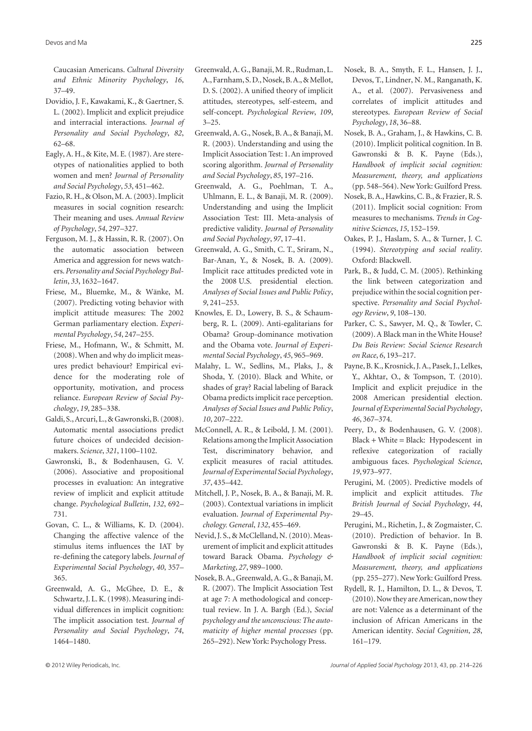Caucasian Americans. *Cultural Diversity and Ethnic Minority Psychology*, *16*, 37–49.

Dovidio, J. F., Kawakami, K., & Gaertner, S. L. (2002). Implicit and explicit prejudice and interracial interactions. *Journal of Personality and Social Psychology*, *82*, 62–68.

Eagly, A. H., & Kite, M. E. (1987). Are stereotypes of nationalities applied to both women and men? *Journal of Personality and Social Psychology*, *53*, 451–462.

Fazio, R. H., & Olson, M. A. (2003). Implicit measures in social cognition research: Their meaning and uses. *Annual Review of Psychology*, *54*, 297–327.

Ferguson, M. J., & Hassin, R. R. (2007). On the automatic association between America and aggression for news watchers. *Personality and Social Psychology Bulletin*, *33*, 1632–1647.

Friese, M., Bluemke, M., & Wänke, M. (2007). Predicting voting behavior with implicit attitude measures: The 2002 German parliamentary election. *Experimental Psychology*, *54*, 247–255.

Friese, M., Hofmann, W., & Schmitt, M. (2008). When and why do implicit measures predict behaviour? Empirical evidence for the moderating role of opportunity, motivation, and process reliance. *European Review of Social Psychology*, *19*, 285–338.

Galdi, S., Arcuri, L., & Gawronski, B. (2008). Automatic mental associations predict future choices of undecided decision-makers. *Science*, *321*, 1100–1102.

Gawronski, B., & Bodenhausen, G. V. (2006). Associative and propositional processes in evaluation: An integrative review of implicit and explicit attitude change. *Psychological Bulletin*, *132*, 692–731.

Govan, C. L., & Williams, K. D. (2004). Changing the affective valence of the stimulus items influences the IAT by re-defining the category labels. *Journal of Experimental Social Psychology*, *40*, 357–365.

Greenwald, A. G., McGhee, D. E., & Schwartz, J. L. K. (1998). Measuring individual differences in implicit cognition: The implicit association test. *Journal of Personality and Social Psychology*, *74*, 1464–1480.

Greenwald, A. G., Banaji, M. R., Rudman, L. A., Farnham, S. D., Nosek, B. A., & Mellot, D. S. (2002). A unified theory of implicit attitudes, stereotypes, self-esteem, and self-concept. *Psychological Review*, *109*, 3–25.

Greenwald, A. G., Nosek, B. A., & Banaji, M. R. (2003). Understanding and using the Implicit Association Test: I. An improved scoring algorithm. *Journal of Personality and Social Psychology*, *85*, 197–216.

Greenwald, A. G., Poehlman, T. A., Uhlmann, E. L., & Banaji, M. R. (2009). Understanding and using the Implicit Association Test: III. Meta-analysis of predictive validity. *Journal of Personality and Social Psychology*, *97*, 17–41.

Greenwald, A. G., Smith, C. T., Sriram, N., Bar-Anan, Y., & Nosek, B. A. (2009). Implicit race attitudes predicted vote in the 2008 U.S. presidential election. *Analyses of Social Issues and Public Policy*, *9*, 241–253.

Knowles, E. D., Lowery, B. S., & Schaumberg, R. L. (2009). Anti-egalitarians for Obama? Group-dominance motivation and the Obama vote. *Journal of Experimental Social Psychology*, *45*, 965–969.

Malahy, L. W., Sedlins, M., Plaks, J., & Shoda, Y. (2010). Black and White, or shades of gray? Racial labeling of Barack Obama predicts implicit race perception. *Analyses of Social Issues and Public Policy*, *10*, 207–222.

McConnell, A. R., & Leibold, J. M. (2001). Relations among the Implicit Association Test, discriminatory behavior, and explicit measures of racial attitudes. *Journal of Experimental Social Psychology*, *37*, 435–442.

Mitchell, J. P., Nosek, B. A., & Banaji, M. R. (2003). Contextual variations in implicit evaluation. *Journal of Experimental Psychology. General*, *132*, 455–469.

Nevid, J. S., & McClelland, N. (2010). Measurement of implicit and explicit attitudes toward Barack Obama. *Psychology & Marketing*, *27*, 989–1000.

Nosek, B. A., Greenwald, A. G., & Banaji, M. R. (2007). The Implicit Association Test at age 7: A methodological and conceptual review. In J. A. Bargh (Ed.), *Social psychology and the unconscious: The automaticity of higher mental processes* (pp. 265–292). New York: Psychology Press.

Nosek, B. A., Smyth, F. L., Hansen, J. J., Devos, T., Lindner, N. M., Ranganath, K. A., et al. (2007). Pervasiveness and correlates of implicit attitudes and stereotypes. *European Review of Social Psychology*, *18*, 36–88.

Nosek, B. A., Graham, J., & Hawkins, C. B. (2010). Implicit political cognition. In B. Gawronski & B. K. Payne (Eds.), *Handbook of implicit social cognition: Measurement, theory, and applications* (pp. 548–564). New York: Guilford Press.

Nosek, B. A., Hawkins, C. B., & Frazier, R. S. (2011). Implicit social cognition: From measures to mechanisms. *Trends in Cognitive Sciences*, *15*, 152–159.

Oakes, P. J., Haslam, S. A., & Turner, J. C. (1994). *Stereotyping and social reality*. Oxford: Blackwell.

Park, B., & Judd, C. M. (2005). Rethinking the link between categorization and prejudice within the social cognition perspective. *Personality and Social Psychology Review*, *9*, 108–130.

Parker, C. S., Sawyer, M. Q., & Towler, C. (2009). A Black man in the White House? *Du Bois Review: Social Science Research on Race*, *6*, 193–217.

Payne, B. K., Krosnick, J. A., Pasek, J., Lelkes, Y., Akhtar, O., & Tompson, T. (2010). Implicit and explicit prejudice in the 2008 American presidential election. *Journal of Experimental Social Psychology*, *46*, 367–374.

Peery, D., & Bodenhausen, G. V. (2008). Black + White = Black: Hypodescent in reflexive categorization of racially ambiguous faces. *Psychological Science*, *19*, 973–977.

Perugini, M. (2005). Predictive models of implicit and explicit attitudes. *The British Journal of Social Psychology*, *44*, 29–45.

Perugini, M., Richetin, J., & Zogmaister, C. (2010). Prediction of behavior. In B. Gawronski & B. K. Payne (Eds.), *Handbook of implicit social cognition: Measurement, theory, and applications* (pp. 255–277). New York: Guilford Press.

Rydell, R. J., Hamilton, D. L., & Devos, T. (2010). Now they are American, now they are not: Valence as a determinant of the inclusion of African Americans in the American identity. *Social Cognition*, *28*, 161–179.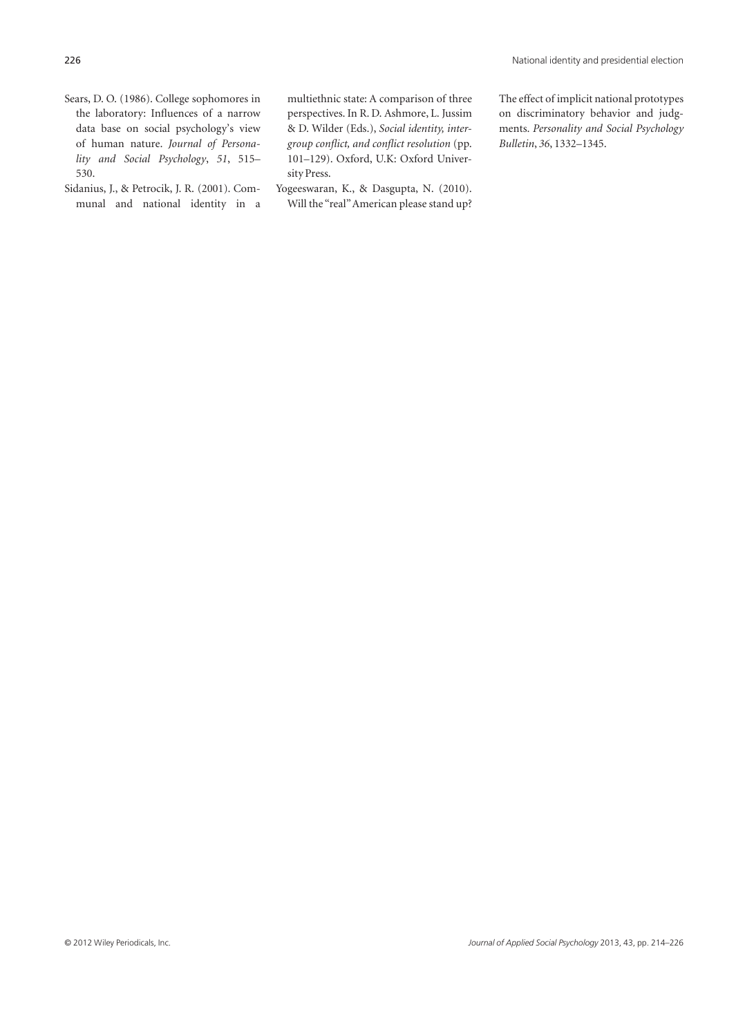Sears, D. O. (1986). College sophomores in the laboratory: Influences of a narrow data base on social psychology's view of human nature. *Journal of Personality and Social Psychology*, *51*, 515–530.

Sidanius, J., & Petrocik, J. R. (2001). Communal and national identity in a multiethnic state: A comparison of three perspectives. In R. D. Ashmore, L. Jussim & D. Wilder (Eds.), *Social identity, intergroup conflict, and conflict resolution* (pp. 101–129). Oxford, U.K: Oxford University Press.

Yogeeswaran, K., & Dasgupta, N. (2010). Will the "real" American please stand up? The effect of implicit national prototypes on discriminatory behavior and judgments. *Personality and Social Psychology Bulletin*, *36*, 1332–1345.